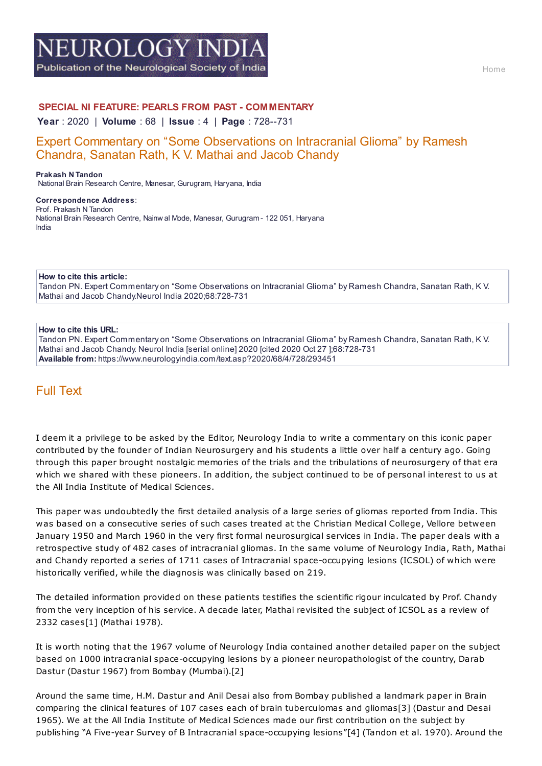# NEUROLOGY INDIA

Publication of the Neurological Society of India

Home

**SPECIAL NI FEATURE: PEARLS FROM PAST - COMMENTARY**

**Year** : 2020 | **Volume** : 68 | **Issue** : 4 | **Page** : 728--731

## Expert Commentary on "Some Observations on Intracranial Glioma" by Ramesh Chandra, Sanatan Rath, K V. Mathai and Jacob Chandy

**Prakash N Tandon**
National Brain Research Centre, Manesar, Gurugram, Haryana, India

**Correspondence Address**:
Prof. Prakash N Tandon
National Brain Research Centre, Nainwal Mode, Manesar, Gurugram - 122 051, Haryana
India

**How to cite this article:**
Tandon PN. Expert Commentary on "Some Observations on Intracranial Glioma" by Ramesh Chandra, Sanatan Rath, K V. Mathai and Jacob Chandy.Neurol India 2020;68:728-731

**How to cite this URL:**
Tandon PN. Expert Commentary on "Some Observations on Intracranial Glioma" by Ramesh Chandra, Sanatan Rath, K V. Mathai and Jacob Chandy. Neurol India [serial online] 2020 [cited 2020 Oct 27 ];68:728-731
**Available from:** https://www.neurologyindia.com/text.asp?2020/68/4/728/293451

## Full Text

I deem it a privilege to be asked by the Editor, Neurology India to write a commentary on this iconic paper contributed by the founder of Indian Neurosurgery and his students a little over half a century ago. Going through this paper brought nostalgic memories of the trials and the tribulations of neurosurgery of that era which we shared with these pioneers. In addition, the subject continued to be of personal interest to us at the All India Institute of Medical Sciences.

This paper was undoubtedly the first detailed analysis of a large series of gliomas reported from India. This was based on a consecutive series of such cases treated at the Christian Medical College, Vellore between January 1950 and March 1960 in the very first formal neurosurgical services in India. The paper deals with a retrospective study of 482 cases of intracranial gliomas. In the same volume of Neurology India, Rath, Mathai and Chandy reported a series of 1711 cases of Intracranial space-occupying lesions (ICSOL) of which were historically verified, while the diagnosis was clinically based on 219.

The detailed information provided on these patients testifies the scientific rigour inculcated by Prof. Chandy from the very inception of his service. A decade later, Mathai revisited the subject of ICSOL as a review of 2332 cases[1] (Mathai 1978).

It is worth noting that the 1967 volume of Neurology India contained another detailed paper on the subject based on 1000 intracranial space-occupying lesions by a pioneer neuropathologist of the country, Darab Dastur (Dastur 1967) from Bombay (Mumbai).[2]

Around the same time, H.M. Dastur and Anil Desai also from Bombay published a landmark paper in Brain comparing the clinical features of 107 cases each of brain tuberculomas and gliomas[3] (Dastur and Desai 1965). We at the All India Institute of Medical Sciences made our first contribution on the subject by publishing "A Five-year Survey of B Intracranial space-occupying lesions"[4] (Tandon et al. 1970). Around the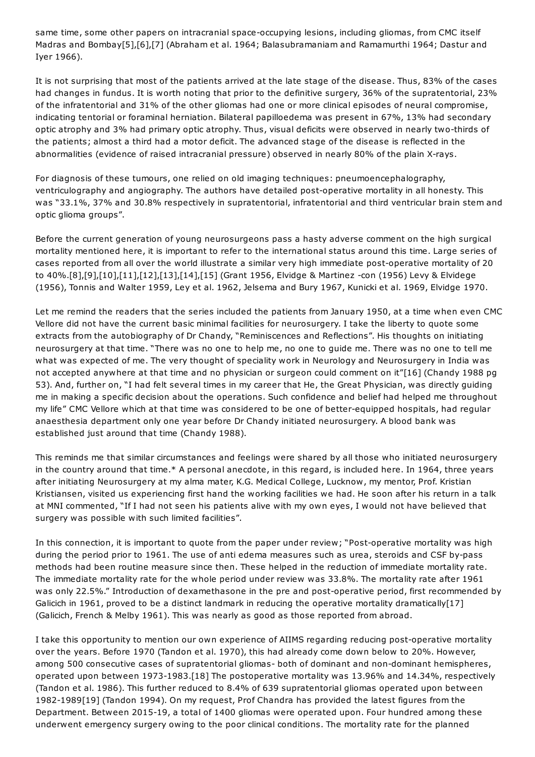same time, some other papers on intracranial space-occupying lesions, including gliomas, from CMC itself Madras and Bombay[5],[6],[7] (Abraham et al. 1964; Balasubramaniam and Ramamurthi 1964; Dastur and Iyer 1966).

It is not surprising that most of the patients arrived at the late stage of the disease. Thus, 83% of the cases had changes in fundus. It is worth noting that prior to the definitive surgery, 36% of the supratentorial, 23% of the infratentorial and 31% of the other gliomas had one or more clinical episodes of neural compromise, indicating tentorial or foraminal herniation. Bilateral papilloedema was present in 67%, 13% had secondary optic atrophy and 3% had primary optic atrophy. Thus, visual deficits were observed in nearly two-thirds of the patients; almost a third had a motor deficit. The advanced stage of the disease is reflected in the abnormalities (evidence of raised intracranial pressure) observed in nearly 80% of the plain X-rays.

For diagnosis of these tumours, one relied on old imaging techniques: pneumoencephalography, ventriculography and angiography. The authors have detailed post-operative mortality in all honesty. This was "33.1%, 37% and 30.8% respectively in supratentorial, infratentorial and third ventricular brain stem and optic glioma groups".

Before the current generation of young neurosurgeons pass a hasty adverse comment on the high surgical mortality mentioned here, it is important to refer to the international status around this time. Large series of cases reported from all over the world illustrate a similar very high immediate post-operative mortality of 20 to 40%.[8],[9],[10],[11],[12],[13],[14],[15] (Grant 1956, Elvidge & Martinez -con (1956) Levy & Elvidege (1956), Tonnis and Walter 1959, Ley et al. 1962, Jelsema and Bury 1967, Kunicki et al. 1969, Elvidge 1970.

Let me remind the readers that the series included the patients from January 1950, at a time when even CMC Vellore did not have the current basic minimal facilities for neurosurgery. I take the liberty to quote some extracts from the autobiography of Dr Chandy, "Reminiscences and Reflections". His thoughts on initiating neurosurgery at that time. "There was no one to help me, no one to guide me. There was no one to tell me what was expected of me. The very thought of speciality work in Neurology and Neurosurgery in India was not accepted anywhere at that time and no physician or surgeon could comment on it"[16] (Chandy 1988 pg 53). And, further on, "I had felt several times in my career that He, the Great Physician, was directly guiding me in making a specific decision about the operations. Such confidence and belief had helped me throughout my life" CMC Vellore which at that time was considered to be one of better-equipped hospitals, had regular anaesthesia department only one year before Dr Chandy initiated neurosurgery. A blood bank was established just around that time (Chandy 1988).

This reminds me that similar circumstances and feelings were shared by all those who initiated neurosurgery in the country around that time.* A personal anecdote, in this regard, is included here. In 1964, three years after initiating Neurosurgery at my alma mater, K.G. Medical College, Lucknow, my mentor, Prof. Kristian Kristiansen, visited us experiencing first hand the working facilities we had. He soon after his return in a talk at MNI commented, "If I had not seen his patients alive with my own eyes, I would not have believed that surgery was possible with such limited facilities".

In this connection, it is important to quote from the paper under review; "Post-operative mortality was high during the period prior to 1961. The use of anti edema measures such as urea, steroids and CSF by-pass methods had been routine measure since then. These helped in the reduction of immediate mortality rate. The immediate mortality rate for the whole period under review was 33.8%. The mortality rate after 1961 was only 22.5%." Introduction of dexamethasone in the pre and post-operative period, first recommended by Galicich in 1961, proved to be a distinct landmark in reducing the operative mortality dramatically[17] (Galicich, French & Melby 1961). This was nearly as good as those reported from abroad.

I take this opportunity to mention our own experience of AIIMS regarding reducing post-operative mortality over the years. Before 1970 (Tandon et al. 1970), this had already come down below to 20%. However, among 500 consecutive cases of supratentorial gliomas- both of dominant and non-dominant hemispheres, operated upon between 1973-1983.[18] The postoperative mortality was 13.96% and 14.34%, respectively (Tandon et al. 1986). This further reduced to 8.4% of 639 supratentorial gliomas operated upon between 1982-1989[19] (Tandon 1994). On my request, Prof Chandra has provided the latest figures from the Department. Between 2015-19, a total of 1400 gliomas were operated upon. Four hundred among these underwent emergency surgery owing to the poor clinical conditions. The mortality rate for the planned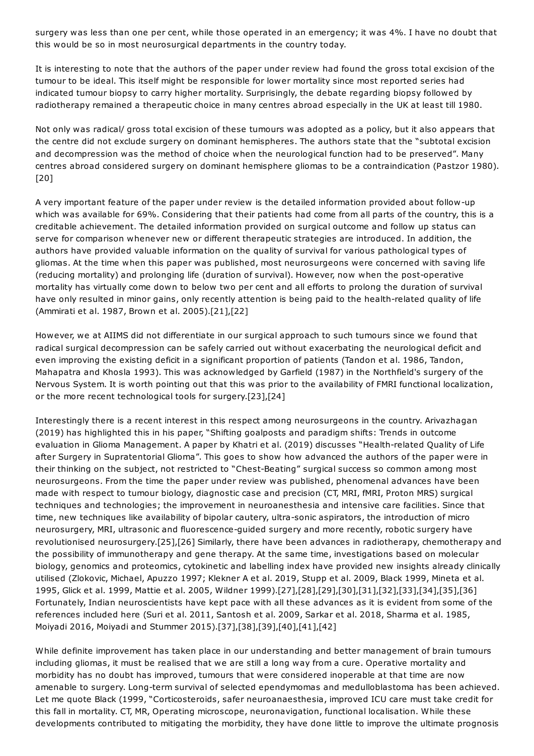surgery was less than one per cent, while those operated in an emergency; it was 4%. I have no doubt that this would be so in most neurosurgical departments in the country today.

It is interesting to note that the authors of the paper under review had found the gross total excision of the tumour to be ideal. This itself might be responsible for lower mortality since most reported series had indicated tumour biopsy to carry higher mortality. Surprisingly, the debate regarding biopsy followed by radiotherapy remained a therapeutic choice in many centres abroad especially in the UK at least till 1980.

Not only was radical/ gross total excision of these tumours was adopted as a policy, but it also appears that the centre did not exclude surgery on dominant hemispheres. The authors state that the "subtotal excision and decompression was the method of choice when the neurological function had to be preserved". Many centres abroad considered surgery on dominant hemisphere gliomas to be a contraindication (Pastzor 1980).[20]

A very important feature of the paper under review is the detailed information provided about follow-up which was available for 69%. Considering that their patients had come from all parts of the country, this is a creditable achievement. The detailed information provided on surgical outcome and follow up status can serve for comparison whenever new or different therapeutic strategies are introduced. In addition, the authors have provided valuable information on the quality of survival for various pathological types of gliomas. At the time when this paper was published, most neurosurgeons were concerned with saving life (reducing mortality) and prolonging life (duration of survival). However, now when the post-operative mortality has virtually come down to below two per cent and all efforts to prolong the duration of survival have only resulted in minor gains, only recently attention is being paid to the health-related quality of life (Ammirati et al. 1987, Brown et al. 2005).[21],[22]

However, we at AIIMS did not differentiate in our surgical approach to such tumours since we found that radical surgical decompression can be safely carried out without exacerbating the neurological deficit and even improving the existing deficit in a significant proportion of patients (Tandon et al. 1986, Tandon, Mahapatra and Khosla 1993). This was acknowledged by Garfield (1987) in the Northfield's surgery of the Nervous System. It is worth pointing out that this was prior to the availability of FMRI functional localization, or the more recent technological tools for surgery.[23],[24]

Interestingly there is a recent interest in this respect among neurosurgeons in the country. Arivazhagan (2019) has highlighted this in his paper, "Shifting goalposts and paradigm shifts: Trends in outcome evaluation in Glioma Management. A paper by Khatri et al. (2019) discusses "Health-related Quality of Life after Surgery in Supratentorial Glioma". This goes to show how advanced the authors of the paper were in their thinking on the subject, not restricted to "Chest-Beating" surgical success so common among most neurosurgeons. From the time the paper under review was published, phenomenal advances have been made with respect to tumour biology, diagnostic case and precision (CT, MRI, fMRI, Proton MRS) surgical techniques and technologies; the improvement in neuroanesthesia and intensive care facilities. Since that time, new techniques like availability of bipolar cautery, ultra-sonic aspirators, the introduction of micro neurosurgery, MRI, ultrasonic and fluorescence-guided surgery and more recently, robotic surgery have revolutionised neurosurgery.[25],[26] Similarly, there have been advances in radiotherapy, chemotherapy and the possibility of immunotherapy and gene therapy. At the same time, investigations based on molecular biology, genomics and proteomics, cytokinetic and labelling index have provided new insights already clinically utilised (Zlokovic, Michael, Apuzzo 1997; Klekner A et al. 2019, Stupp et al. 2009, Black 1999, Mineta et al. 1995, Glick et al. 1999, Mattie et al. 2005, Wildner 1999).[27],[28],[29],[30],[31],[32],[33],[34],[35],[36] Fortunately, Indian neuroscientists have kept pace with all these advances as it is evident from some of the references included here (Suri et al. 2011, Santosh et al. 2009, Sarkar et al. 2018, Sharma et al. 1985, Moiyadi 2016, Moiyadi and Stummer 2015).[37],[38],[39],[40],[41],[42]

While definite improvement has taken place in our understanding and better management of brain tumours including gliomas, it must be realised that we are still a long way from a cure. Operative mortality and morbidity has no doubt has improved, tumours that were considered inoperable at that time are now amenable to surgery. Long-term survival of selected ependymomas and medulloblastoma has been achieved. Let me quote Black (1999, "Corticosteroids, safer neuroanaesthesia, improved ICU care must take credit for this fall in mortality. CT, MR, Operating microscope, neuronavigation, functional localisation. While these developments contributed to mitigating the morbidity, they have done little to improve the ultimate prognosis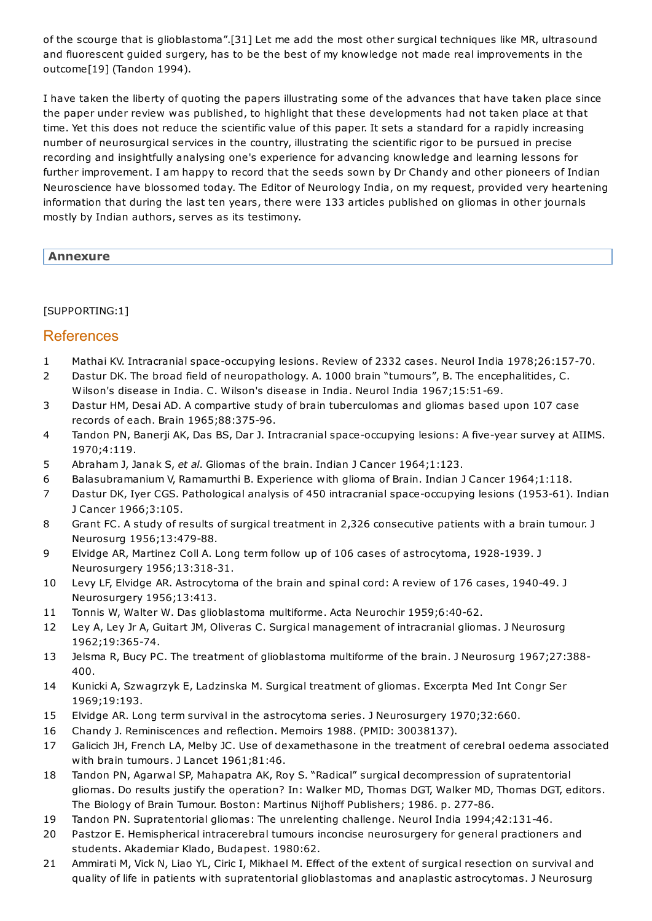of the scourge that is glioblastoma".[31] Let me add the most other surgical techniques like MR, ultrasound and fluorescent guided surgery, has to be the best of my knowledge not made real improvements in the outcome[19] (Tandon 1994).

I have taken the liberty of quoting the papers illustrating some of the advances that have taken place since the paper under review was published, to highlight that these developments had not taken place at that time. Yet this does not reduce the scientific value of this paper. It sets a standard for a rapidly increasing number of neurosurgical services in the country, illustrating the scientific rigor to be pursued in precise recording and insightfully analysing one's experience for advancing knowledge and learning lessons for further improvement. I am happy to record that the seeds sown by Dr Chandy and other pioneers of Indian Neuroscience have blossomed today. The Editor of Neurology India, on my request, provided very heartening information that during the last ten years, there were 133 articles published on gliomas in other journals mostly by Indian authors, serves as its testimony.

## Annexure

[SUPPORTING:1]

## References

1. Mathai KV. Intracranial space-occupying lesions. Review of 2332 cases. Neurol India 1978;26:157-70.
2. Dastur DK. The broad field of neuropathology. A. 1000 brain "tumours", B. The encephalitides, C. Wilson's disease in India. C. Wilson's disease in India. Neurol India 1967;15:51-69.
3. Dastur HM, Desai AD. A compartive study of brain tuberculomas and gliomas based upon 107 case records of each. Brain 1965;88:375-96.
4. Tandon PN, Banerji AK, Das BS, Dar J. Intracranial space-occupying lesions: A five-year survey at AIIMS. 1970;4:119.
5. Abraham J, Janak S, *et al*. Gliomas of the brain. Indian J Cancer 1964;1:123.
6. Balasubramanium V, Ramamurthi B. Experience with glioma of Brain. Indian J Cancer 1964;1:118.
7. Dastur DK, Iyer CGS. Pathological analysis of 450 intracranial space-occupying lesions (1953-61). Indian J Cancer 1966;3:105.
8. Grant FC. A study of results of surgical treatment in 2,326 consecutive patients with a brain tumour. J Neurosurg 1956;13:479-88.
9. Elvidge AR, Martinez Coll A. Long term follow up of 106 cases of astrocytoma, 1928-1939. J Neurosurgery 1956;13:318-31.
10. Levy LF, Elvidge AR. Astrocytoma of the brain and spinal cord: A review of 176 cases, 1940-49. J Neurosurgery 1956;13:413.
11. Tonnis W, Walter W. Das glioblastoma multiforme. Acta Neurochir 1959;6:40-62.
12. Ley A, Ley Jr A, Guitart JM, Oliveras C. Surgical management of intracranial gliomas. J Neurosurg 1962;19:365-74.
13. Jelsma R, Bucy PC. The treatment of glioblastoma multiforme of the brain. J Neurosurg 1967;27:388-400.
14. Kunicki A, Szwagrzyk E, Ladzinska M. Surgical treatment of gliomas. Excerpta Med Int Congr Ser 1969;19:193.
15. Elvidge AR. Long term survival in the astrocytoma series. J Neurosurgery 1970;32:660.
16. Chandy J. Reminiscences and reflection. Memoirs 1988. (PMID: 30038137).
17. Galicich JH, French LA, Melby JC. Use of dexamethasone in the treatment of cerebral oedema associated with brain tumours. J Lancet 1961;81:46.
18. Tandon PN, Agarwal SP, Mahapatra AK, Roy S. "Radical" surgical decompression of supratentorial gliomas. Do results justify the operation? In: Walker MD, Thomas DGT, Walker MD, Thomas DGT, editors. The Biology of Brain Tumour. Boston: Martinus Nijhoff Publishers; 1986. p. 277-86.
19. Tandon PN. Supratentorial gliomas: The unrelenting challenge. Neurol India 1994;42:131-46.
20. Pastzor E. Hemispherical intracerebral tumours inconcise neurosurgery for general practioners and students. Akademiar Klado, Budapest. 1980:62.
21. Ammirati M, Vick N, Liao YL, Ciric I, Mikhael M. Effect of the extent of surgical resection on survival and quality of life in patients with supratentorial glioblastomas and anaplastic astrocytomas. J Neurosurg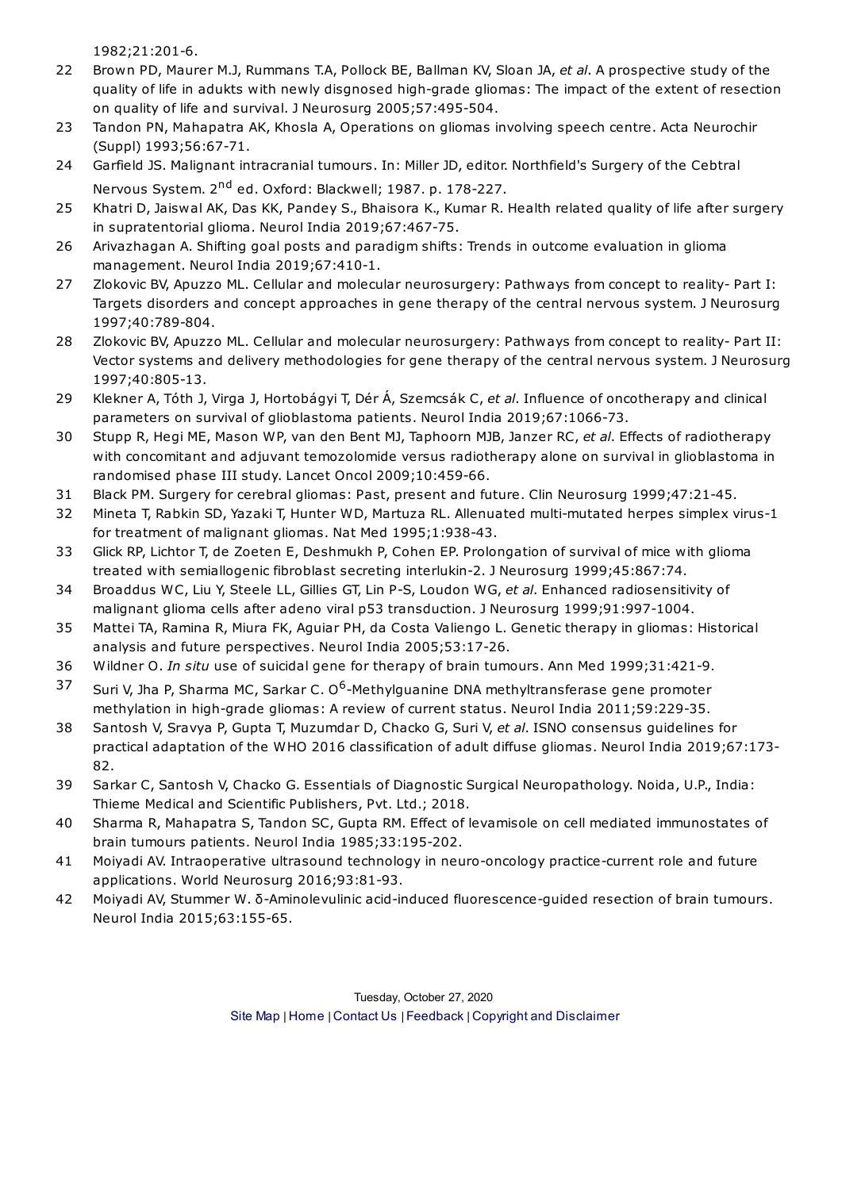1982;21:201-6.

22 Brown PD, Maurer M.J, Rummans T.A, Pollock BE, Ballman KV, Sloan JA, *et al*. A prospective study of the quality of life in adukts with newly disgnosed high-grade gliomas: The impact of the extent of resection on quality of life and survival. J Neurosurg 2005;57:495-504.

23 Tandon PN, Mahapatra AK, Khosla A, Operations on gliomas involving speech centre. Acta Neurochir (Suppl) 1993;56:67-71.

24 Garfield JS. Malignant intracranial tumours. In: Miller JD, editor. Northfield's Surgery of the Cebtral Nervous System. 2$^{nd}$ ed. Oxford: Blackwell; 1987. p. 178-227.

25 Khatri D, Jaiswal AK, Das KK, Pandey S., Bhaisora K., Kumar R. Health related quality of life after surgery in supratentorial glioma. Neurol India 2019;67:467-75.

26 Arivazhagan A. Shifting goal posts and paradigm shifts: Trends in outcome evaluation in glioma management. Neurol India 2019;67:410-1.

27 Zlokovic BV, Apuzzo ML. Cellular and molecular neurosurgery: Pathways from concept to reality- Part I: Targets disorders and concept approaches in gene therapy of the central nervous system. J Neurosurg 1997;40:789-804.

28 Zlokovic BV, Apuzzo ML. Cellular and molecular neurosurgery: Pathways from concept to reality- Part II: Vector systems and delivery methodologies for gene therapy of the central nervous system. J Neurosurg 1997;40:805-13.

29 Klekner A, Tóth J, Virga J, Hortobágyi T, Dér Á, Szemcsák C, *et al*. Influence of oncotherapy and clinical parameters on survival of glioblastoma patients. Neurol India 2019;67:1066-73.

30 Stupp R, Hegi ME, Mason WP, van den Bent MJ, Taphoorn MJB, Janzer RC, *et al*. Effects of radiotherapy with concomitant and adjuvant temozolomide versus radiotherapy alone on survival in glioblastoma in randomised phase III study. Lancet Oncol 2009;10:459-66.

31 Black PM. Surgery for cerebral gliomas: Past, present and future. Clin Neurosurg 1999;47:21-45.

32 Mineta T, Rabkin SD, Yazaki T, Hunter WD, Martuza RL. Allenuated multi-mutated herpes simplex virus-1 for treatment of malignant gliomas. Nat Med 1995;1:938-43.

33 Glick RP, Lichtor T, de Zoeten E, Deshmukh P, Cohen EP. Prolongation of survival of mice with glioma treated with semiallogenic fibroblast secreting interlukin-2. J Neurosurg 1999;45:867:74.

34 Broaddus WC, Liu Y, Steele LL, Gillies GT, Lin P-S, Loudon WG, *et al*. Enhanced radiosensitivity of malignant glioma cells after adeno viral p53 transduction. J Neurosurg 1999;91:997-1004.

35 Mattei TA, Ramina R, Miura FK, Aguiar PH, da Costa Valiengo L. Genetic therapy in gliomas: Historical analysis and future perspectives. Neurol India 2005;53:17-26.

36 Wildner O. *In situ* use of suicidal gene for therapy of brain tumours. Ann Med 1999;31:421-9.

37 Suri V, Jha P, Sharma MC, Sarkar C. O$^6$-Methylguanine DNA methyltransferase gene promoter methylation in high-grade gliomas: A review of current status. Neurol India 2011;59:229-35.

38 Santosh V, Sravya P, Gupta T, Muzumdar D, Chacko G, Suri V, *et al*. ISNO consensus guidelines for practical adaptation of the WHO 2016 classification of adult diffuse gliomas. Neurol India 2019;67:173-82.

39 Sarkar C, Santosh V, Chacko G. Essentials of Diagnostic Surgical Neuropathology. Noida, U.P., India: Thieme Medical and Scientific Publishers, Pvt. Ltd.; 2018.

40 Sharma R, Mahapatra S, Tandon SC, Gupta RM. Effect of levamisole on cell mediated immunostates of brain tumours patients. Neurol India 1985;33:195-202.

41 Moiyadi AV. Intraoperative ultrasound technology in neuro-oncology practice-current role and future applications. World Neurosurg 2016;93:81-93.

42 Moiyadi AV, Stummer W. δ-Aminolevulinic acid-induced fluorescence-guided resection of brain tumours. Neurol India 2015;63:155-65.

Tuesday, October 27, 2020

Site Map | Home | Contact Us | Feedback | Copyright and Disclaimer